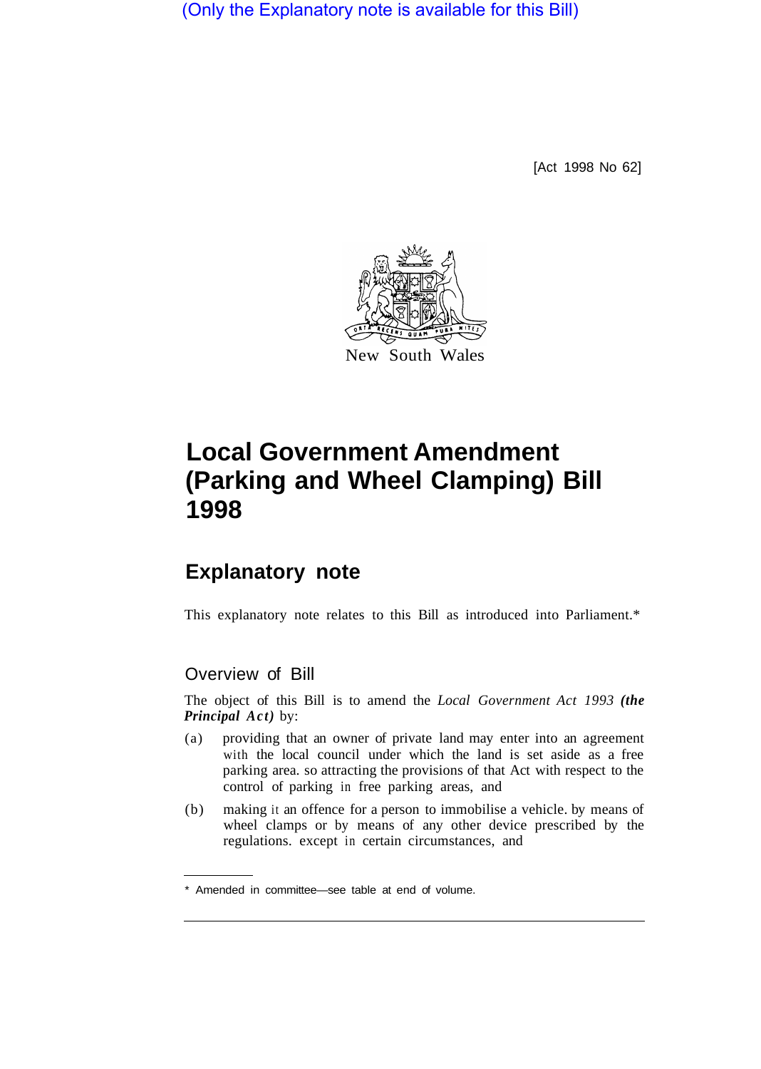(Only the Explanatory note is available for this Bill)

[Act 1998 No 62]

New South Wales

# Local Government Amendment (Parking and Wheel Clamping) Bill 1998

## Explanatory note

This explanatory note relates to this Bill as introduced into Parliament.*

### Overview of Bill

The object of this Bill is to amend the *Local Government Act 1993* ***(the Principal Act)*** by:

(a) providing that an owner of private land may enter into an agreement with the local council under which the land is set aside as a free parking area. so attracting the provisions of that Act with respect to the control of parking in free parking areas, and

(b) making it an offence for a person to immobilise a vehicle. by means of wheel clamps or by means of any other device prescribed by the regulations. except in certain circumstances, and

* Amended in committee—see table at end of volume.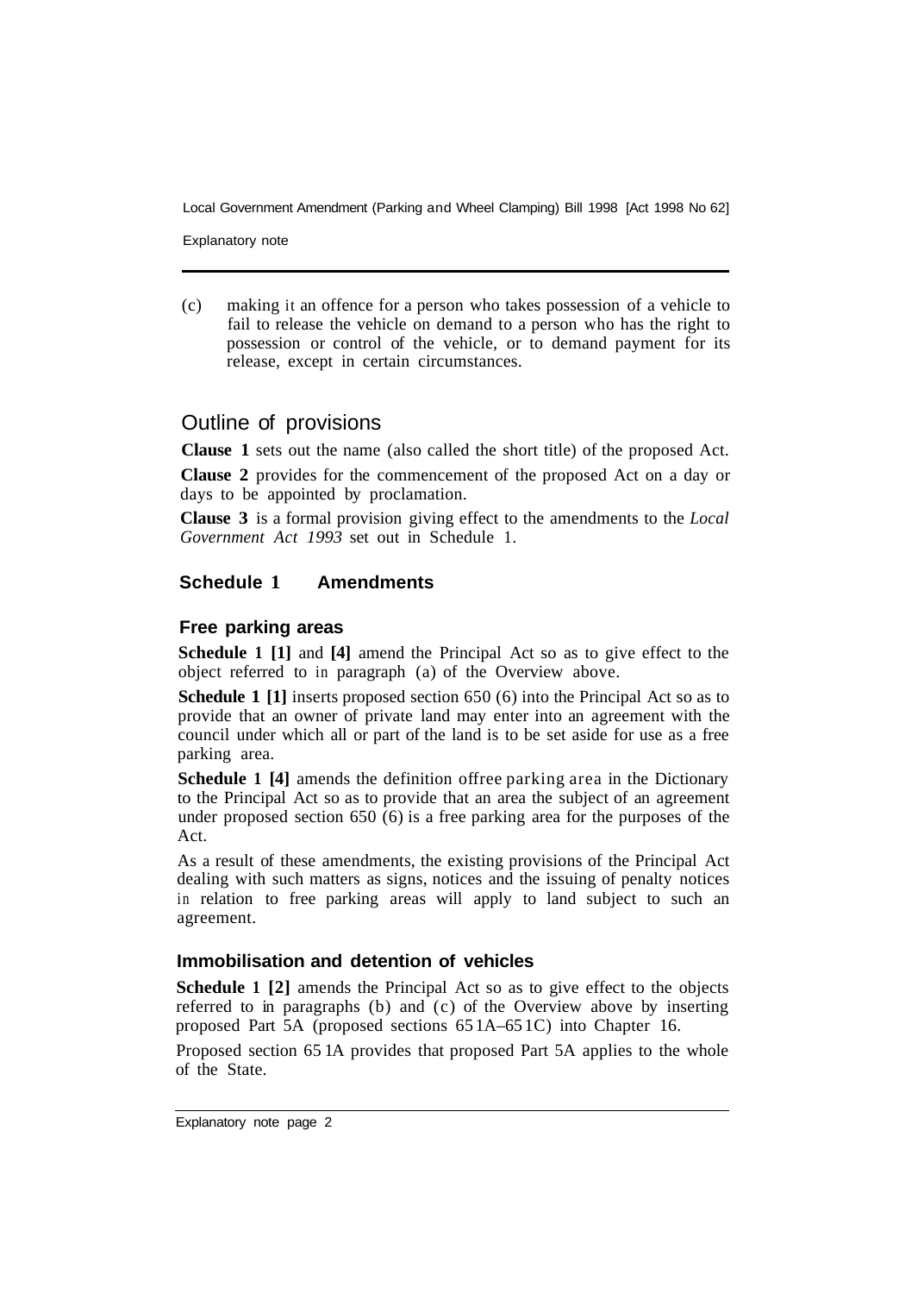(c) making it an offence for a person who takes possession of a vehicle to fail to release the vehicle on demand to a person who has the right to possession or control of the vehicle, or to demand payment for its release, except in certain circumstances.

## Outline of provisions

**Clause 1** sets out the name (also called the short title) of the proposed Act.

**Clause 2** provides for the commencement of the proposed Act on a day or days to be appointed by proclamation.

**Clause 3** is a formal provision giving effect to the amendments to the *Local Government Act 1993* set out in Schedule 1.

### Schedule 1 Amendments

#### Free parking areas

**Schedule 1 [1]** and **[4]** amend the Principal Act so as to give effect to the object referred to in paragraph (a) of the Overview above.

**Schedule 1 [1]** inserts proposed section 650 (6) into the Principal Act so as to provide that an owner of private land may enter into an agreement with the council under which all or part of the land is to be set aside for use as a free parking area.

**Schedule 1 [4]** amends the definition of free parking area in the Dictionary to the Principal Act so as to provide that an area the subject of an agreement under proposed section 650 (6) is a free parking area for the purposes of the Act.

As a result of these amendments, the existing provisions of the Principal Act dealing with such matters as signs, notices and the issuing of penalty notices in relation to free parking areas will apply to land subject to such an agreement.

#### Immobilisation and detention of vehicles

**Schedule 1 [2]** amends the Principal Act so as to give effect to the objects referred to in paragraphs (b) and (c) of the Overview above by inserting proposed Part 5A (proposed sections 651A–651C) into Chapter 16.

Proposed section 651A provides that proposed Part 5A applies to the whole of the State.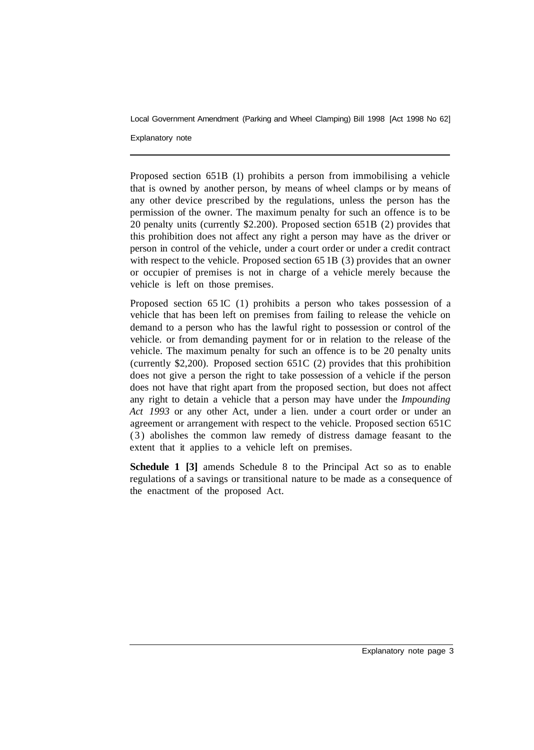Proposed section 651B (1) prohibits a person from immobilising a vehicle that is owned by another person, by means of wheel clamps or by means of any other device prescribed by the regulations, unless the person has the permission of the owner. The maximum penalty for such an offence is to be 20 penalty units (currently \$2.200). Proposed section 651B (2) provides that this prohibition does not affect any right a person may have as the driver or person in control of the vehicle, under a court order or under a credit contract with respect to the vehicle. Proposed section 65 1B (3) provides that an owner or occupier of premises is not in charge of a vehicle merely because the vehicle is left on those premises.

Proposed section 65 1C (1) prohibits a person who takes possession of a vehicle that has been left on premises from failing to release the vehicle on demand to a person who has the lawful right to possession or control of the vehicle. or from demanding payment for or in relation to the release of the vehicle. The maximum penalty for such an offence is to be 20 penalty units (currently \$2,200). Proposed section 651C (2) provides that this prohibition does not give a person the right to take possession of a vehicle if the person does not have that right apart from the proposed section, but does not affect any right to detain a vehicle that a person may have under the *Impounding Act 1993* or any other Act, under a lien. under a court order or under an agreement or arrangement with respect to the vehicle. Proposed section 651C (3) abolishes the common law remedy of distress damage feasant to the extent that it applies to a vehicle left on premises.

**Schedule 1 [3]** amends Schedule 8 to the Principal Act so as to enable regulations of a savings or transitional nature to be made as a consequence of the enactment of the proposed Act.